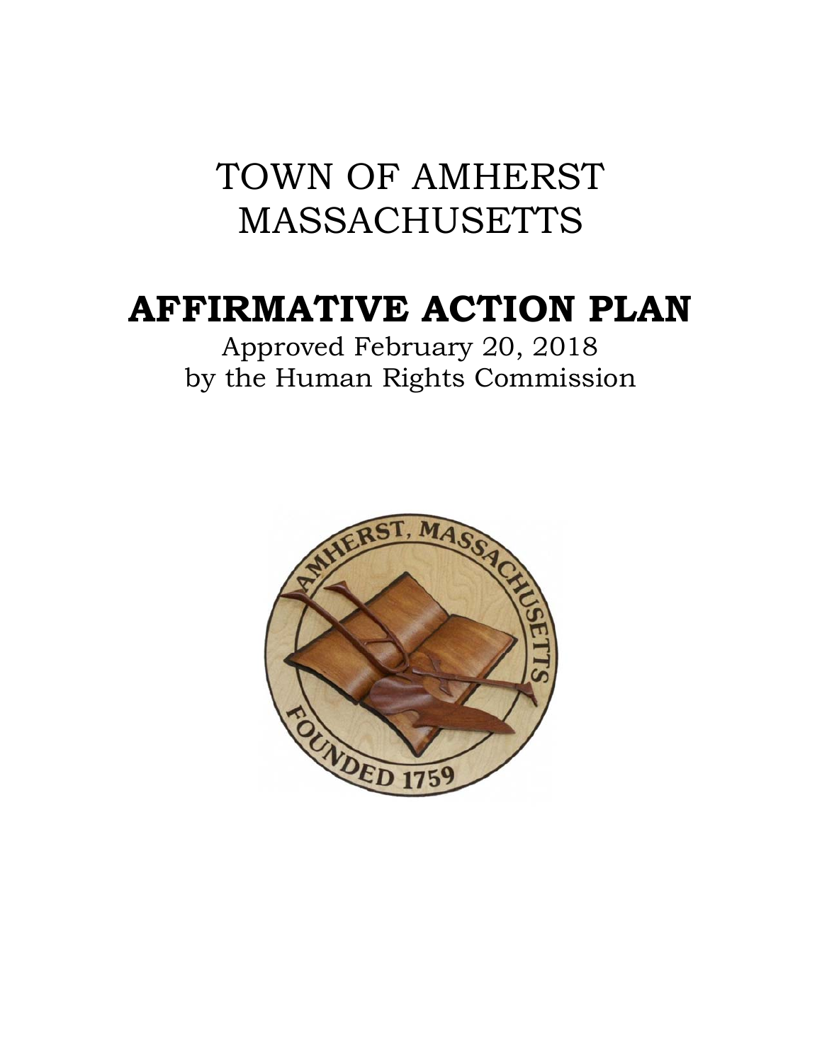# TOWN OF AMHERST
# MASSACHUSETTS

# AFFIRMATIVE ACTION PLAN

Approved February 20, 2018
by the Human Rights Commission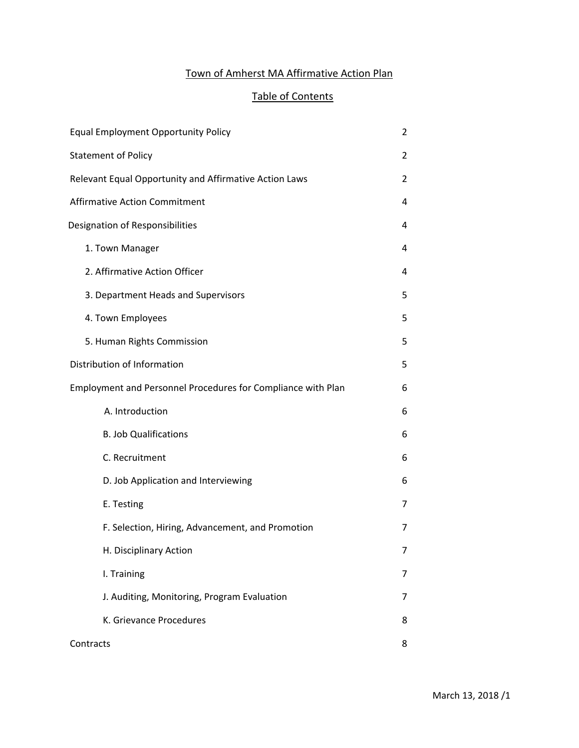# Town of Amherst MA Affirmative Action Plan

## Table of Contents

| | |
|---|---|
| Equal Employment Opportunity Policy | 2 |
| Statement of Policy | 2 |
| Relevant Equal Opportunity and Affirmative Action Laws | 2 |
| Affirmative Action Commitment | 4 |
| Designation of Responsibilities | 4 |
| 1. Town Manager | 4 |
| 2. Affirmative Action Officer | 4 |
| 3. Department Heads and Supervisors | 5 |
| 4. Town Employees | 5 |
| 5. Human Rights Commission | 5 |
| Distribution of Information | 5 |
| Employment and Personnel Procedures for Compliance with Plan | 6 |
| A. Introduction | 6 |
| B. Job Qualifications | 6 |
| C. Recruitment | 6 |
| D. Job Application and Interviewing | 6 |
| E. Testing | 7 |
| F. Selection, Hiring, Advancement, and Promotion | 7 |
| H. Disciplinary Action | 7 |
| I. Training | 7 |
| J. Auditing, Monitoring, Program Evaluation | 7 |
| K. Grievance Procedures | 8 |
| Contracts | 8 |

March 13, 2018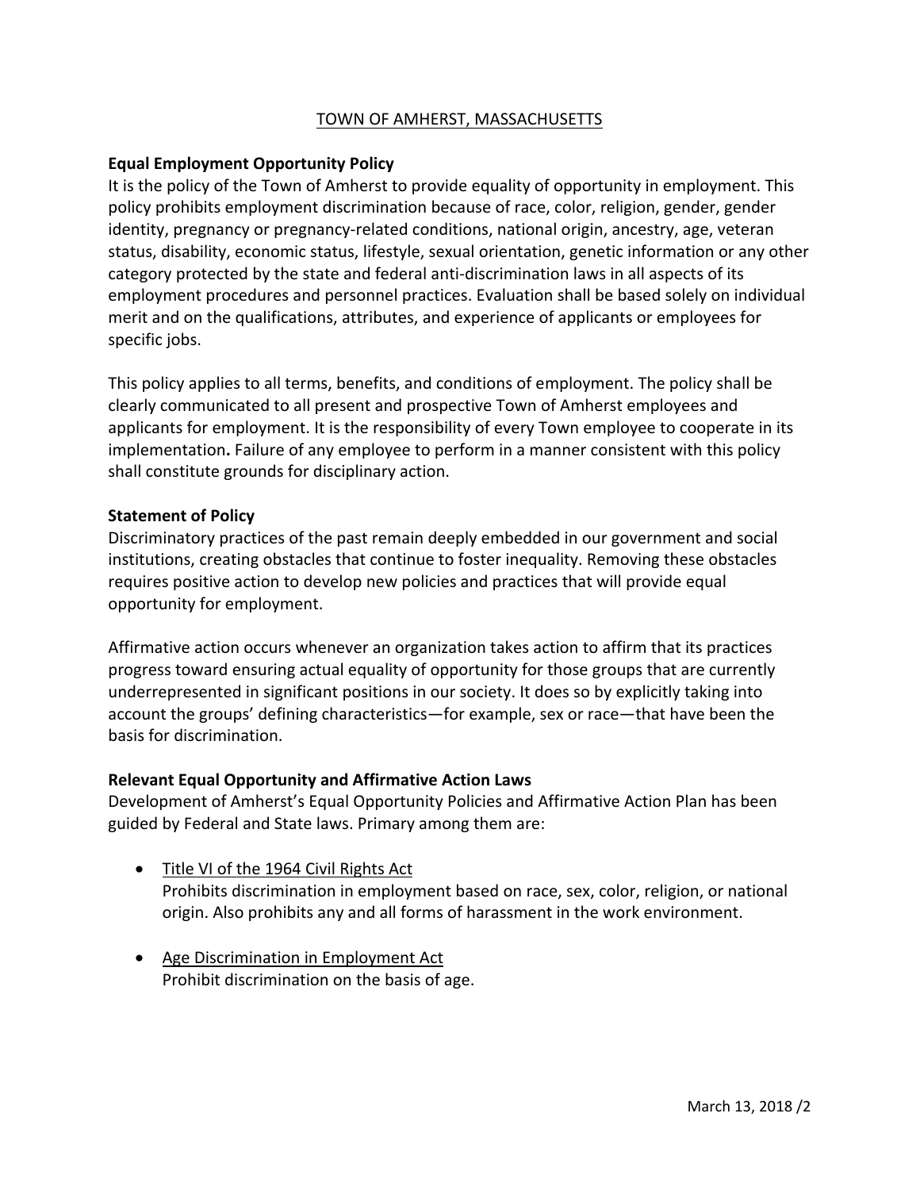TOWN OF AMHERST, MASSACHUSETTS

**Equal Employment Opportunity Policy**

It is the policy of the Town of Amherst to provide equality of opportunity in employment. This policy prohibits employment discrimination because of race, color, religion, gender, gender identity, pregnancy or pregnancy-related conditions, national origin, ancestry, age, veteran status, disability, economic status, lifestyle, sexual orientation, genetic information or any other category protected by the state and federal anti-discrimination laws in all aspects of its employment procedures and personnel practices. Evaluation shall be based solely on individual merit and on the qualifications, attributes, and experience of applicants or employees for specific jobs.

This policy applies to all terms, benefits, and conditions of employment. The policy shall be clearly communicated to all present and prospective Town of Amherst employees and applicants for employment. It is the responsibility of every Town employee to cooperate in its implementation**.** Failure of any employee to perform in a manner consistent with this policy shall constitute grounds for disciplinary action.

**Statement of Policy**

Discriminatory practices of the past remain deeply embedded in our government and social institutions, creating obstacles that continue to foster inequality. Removing these obstacles requires positive action to develop new policies and practices that will provide equal opportunity for employment.

Affirmative action occurs whenever an organization takes action to affirm that its practices progress toward ensuring actual equality of opportunity for those groups that are currently underrepresented in significant positions in our society. It does so by explicitly taking into account the groups' defining characteristics—for example, sex or race—that have been the basis for discrimination.

**Relevant Equal Opportunity and Affirmative Action Laws**

Development of Amherst's Equal Opportunity Policies and Affirmative Action Plan has been guided by Federal and State laws. Primary among them are:

- Title VI of the 1964 Civil Rights Act
  Prohibits discrimination in employment based on race, sex, color, religion, or national origin. Also prohibits any and all forms of harassment in the work environment.

- Age Discrimination in Employment Act
  Prohibit discrimination on the basis of age.

March 13, 2018 /2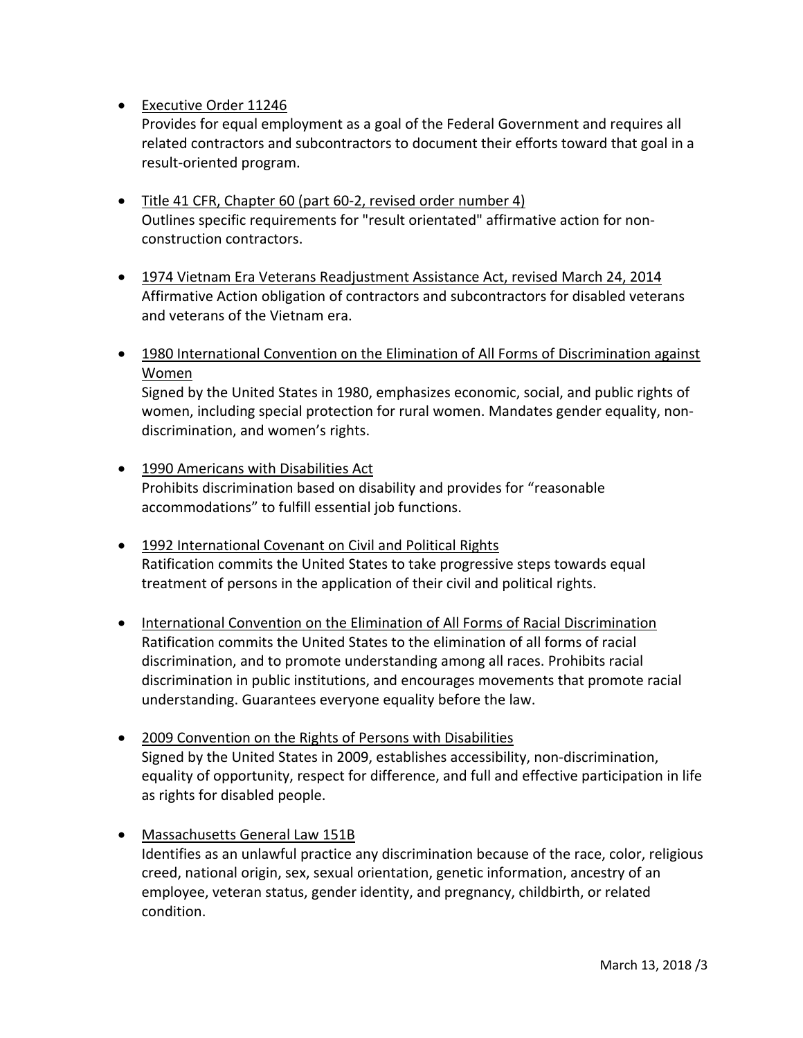- Executive Order 11246
  Provides for equal employment as a goal of the Federal Government and requires all related contractors and subcontractors to document their efforts toward that goal in a result-oriented program.

- Title 41 CFR, Chapter 60 (part 60-2, revised order number 4)
  Outlines specific requirements for "result orientated" affirmative action for non-construction contractors.

- 1974 Vietnam Era Veterans Readjustment Assistance Act, revised March 24, 2014
  Affirmative Action obligation of contractors and subcontractors for disabled veterans and veterans of the Vietnam era.

- 1980 International Convention on the Elimination of All Forms of Discrimination against Women
  Signed by the United States in 1980, emphasizes economic, social, and public rights of women, including special protection for rural women. Mandates gender equality, non-discrimination, and women's rights.

- 1990 Americans with Disabilities Act
  Prohibits discrimination based on disability and provides for "reasonable accommodations" to fulfill essential job functions.

- 1992 International Covenant on Civil and Political Rights
  Ratification commits the United States to take progressive steps towards equal treatment of persons in the application of their civil and political rights.

- International Convention on the Elimination of All Forms of Racial Discrimination
  Ratification commits the United States to the elimination of all forms of racial discrimination, and to promote understanding among all races. Prohibits racial discrimination in public institutions, and encourages movements that promote racial understanding. Guarantees everyone equality before the law.

- 2009 Convention on the Rights of Persons with Disabilities
  Signed by the United States in 2009, establishes accessibility, non-discrimination, equality of opportunity, respect for difference, and full and effective participation in life as rights for disabled people.

- Massachusetts General Law 151B
  Identifies as an unlawful practice any discrimination because of the race, color, religious creed, national origin, sex, sexual orientation, genetic information, ancestry of an employee, veteran status, gender identity, and pregnancy, childbirth, or related condition.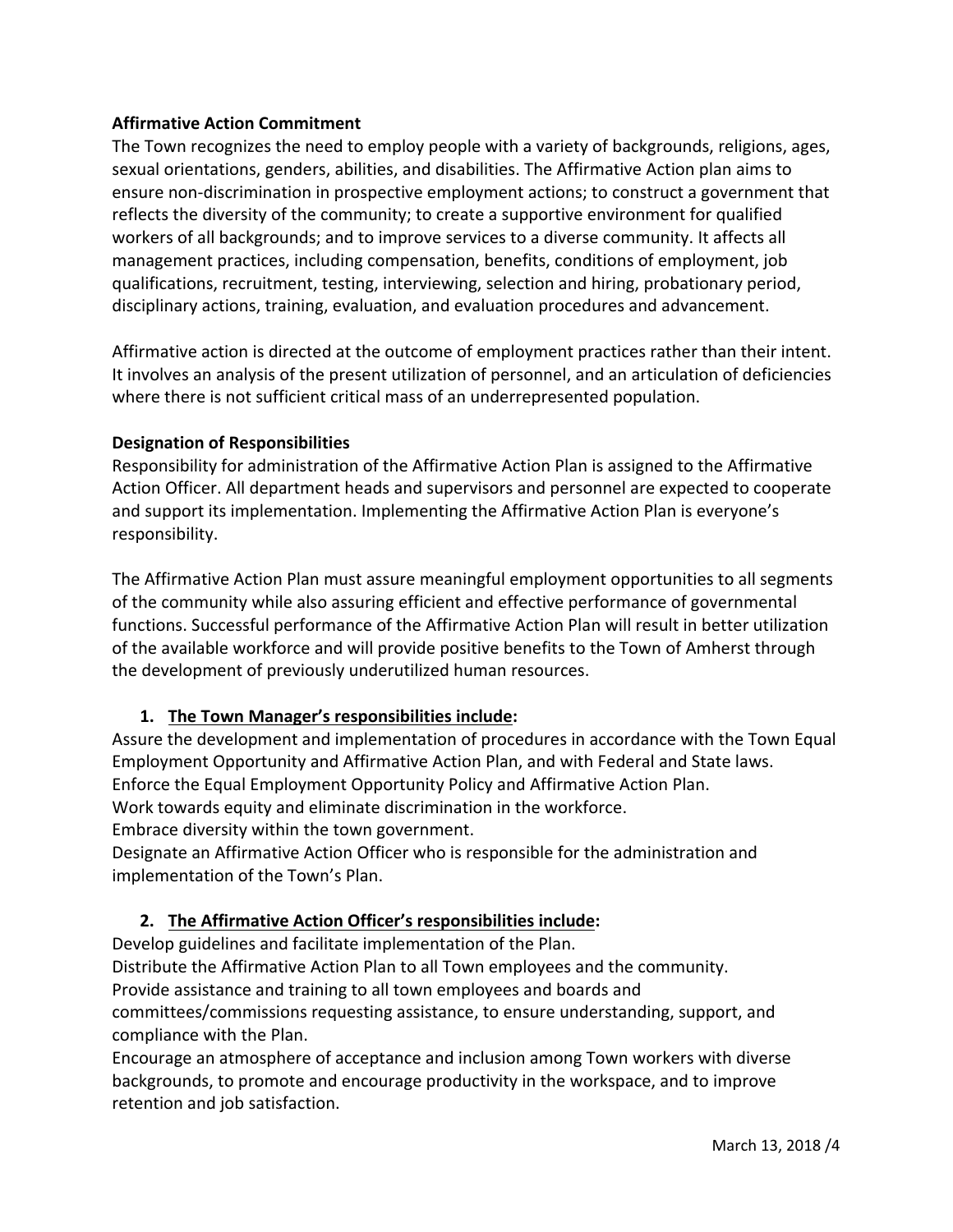**Affirmative Action Commitment**

The Town recognizes the need to employ people with a variety of backgrounds, religions, ages, sexual orientations, genders, abilities, and disabilities. The Affirmative Action plan aims to ensure non-discrimination in prospective employment actions; to construct a government that reflects the diversity of the community; to create a supportive environment for qualified workers of all backgrounds; and to improve services to a diverse community. It affects all management practices, including compensation, benefits, conditions of employment, job qualifications, recruitment, testing, interviewing, selection and hiring, probationary period, disciplinary actions, training, evaluation, and evaluation procedures and advancement.

Affirmative action is directed at the outcome of employment practices rather than their intent. It involves an analysis of the present utilization of personnel, and an articulation of deficiencies where there is not sufficient critical mass of an underrepresented population.

**Designation of Responsibilities**

Responsibility for administration of the Affirmative Action Plan is assigned to the Affirmative Action Officer. All department heads and supervisors and personnel are expected to cooperate and support its implementation. Implementing the Affirmative Action Plan is everyone's responsibility.

The Affirmative Action Plan must assure meaningful employment opportunities to all segments of the community while also assuring efficient and effective performance of governmental functions. Successful performance of the Affirmative Action Plan will result in better utilization of the available workforce and will provide positive benefits to the Town of Amherst through the development of previously underutilized human resources.

1. **The Town Manager's responsibilities include:**

Assure the development and implementation of procedures in accordance with the Town Equal Employment Opportunity and Affirmative Action Plan, and with Federal and State laws.
Enforce the Equal Employment Opportunity Policy and Affirmative Action Plan.
Work towards equity and eliminate discrimination in the workforce.
Embrace diversity within the town government.
Designate an Affirmative Action Officer who is responsible for the administration and implementation of the Town's Plan.

2. **The Affirmative Action Officer's responsibilities include:**

Develop guidelines and facilitate implementation of the Plan.
Distribute the Affirmative Action Plan to all Town employees and the community.
Provide assistance and training to all town employees and boards and committees/commissions requesting assistance, to ensure understanding, support, and compliance with the Plan.
Encourage an atmosphere of acceptance and inclusion among Town workers with diverse backgrounds, to promote and encourage productivity in the workspace, and to improve retention and job satisfaction.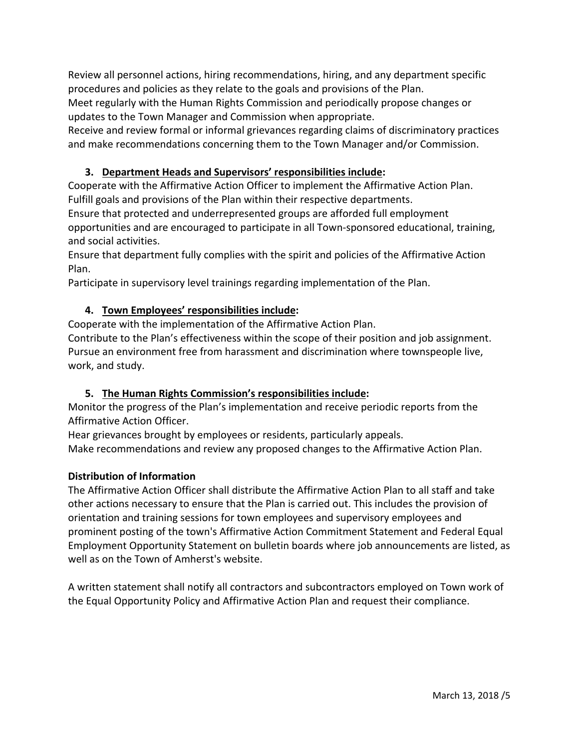Review all personnel actions, hiring recommendations, hiring, and any department specific procedures and policies as they relate to the goals and provisions of the Plan.
Meet regularly with the Human Rights Commission and periodically propose changes or updates to the Town Manager and Commission when appropriate.
Receive and review formal or informal grievances regarding claims of discriminatory practices and make recommendations concerning them to the Town Manager and/or Commission.

3. **Department Heads and Supervisors' responsibilities include:**

Cooperate with the Affirmative Action Officer to implement the Affirmative Action Plan.
Fulfill goals and provisions of the Plan within their respective departments.
Ensure that protected and underrepresented groups are afforded full employment opportunities and are encouraged to participate in all Town-sponsored educational, training, and social activities.
Ensure that department fully complies with the spirit and policies of the Affirmative Action Plan.
Participate in supervisory level trainings regarding implementation of the Plan.

4. **Town Employees' responsibilities include:**

Cooperate with the implementation of the Affirmative Action Plan.
Contribute to the Plan's effectiveness within the scope of their position and job assignment.
Pursue an environment free from harassment and discrimination where townspeople live, work, and study.

5. **The Human Rights Commission's responsibilities include:**

Monitor the progress of the Plan's implementation and receive periodic reports from the Affirmative Action Officer.
Hear grievances brought by employees or residents, particularly appeals.
Make recommendations and review any proposed changes to the Affirmative Action Plan.

**Distribution of Information**

The Affirmative Action Officer shall distribute the Affirmative Action Plan to all staff and take other actions necessary to ensure that the Plan is carried out. This includes the provision of orientation and training sessions for town employees and supervisory employees and prominent posting of the town's Affirmative Action Commitment Statement and Federal Equal Employment Opportunity Statement on bulletin boards where job announcements are listed, as well as on the Town of Amherst's website.

A written statement shall notify all contractors and subcontractors employed on Town work of the Equal Opportunity Policy and Affirmative Action Plan and request their compliance.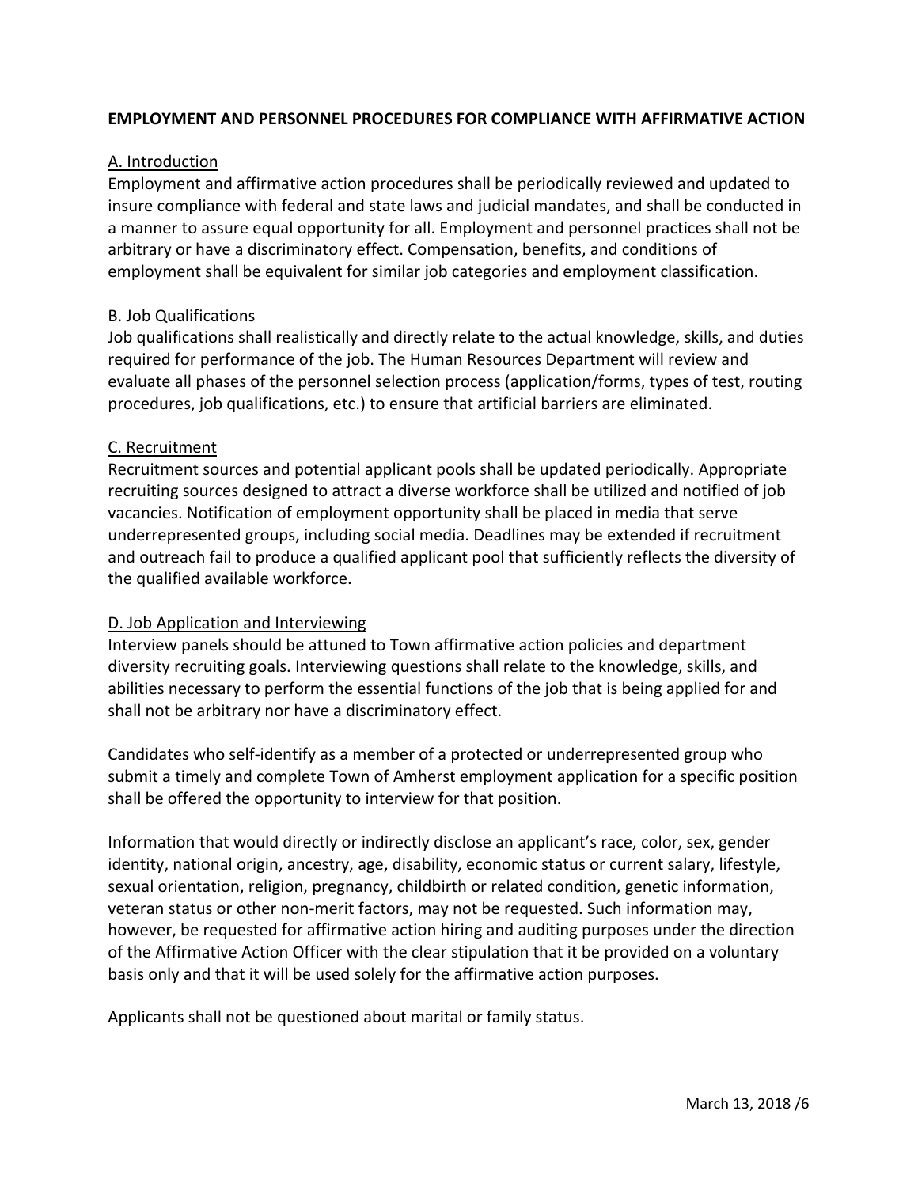**EMPLOYMENT AND PERSONNEL PROCEDURES FOR COMPLIANCE WITH AFFIRMATIVE ACTION**

A. Introduction

Employment and affirmative action procedures shall be periodically reviewed and updated to insure compliance with federal and state laws and judicial mandates, and shall be conducted in a manner to assure equal opportunity for all. Employment and personnel practices shall not be arbitrary or have a discriminatory effect. Compensation, benefits, and conditions of employment shall be equivalent for similar job categories and employment classification.

B. Job Qualifications

Job qualifications shall realistically and directly relate to the actual knowledge, skills, and duties required for performance of the job. The Human Resources Department will review and evaluate all phases of the personnel selection process (application/forms, types of test, routing procedures, job qualifications, etc.) to ensure that artificial barriers are eliminated.

C. Recruitment

Recruitment sources and potential applicant pools shall be updated periodically. Appropriate recruiting sources designed to attract a diverse workforce shall be utilized and notified of job vacancies. Notification of employment opportunity shall be placed in media that serve underrepresented groups, including social media. Deadlines may be extended if recruitment and outreach fail to produce a qualified applicant pool that sufficiently reflects the diversity of the qualified available workforce.

D. Job Application and Interviewing

Interview panels should be attuned to Town affirmative action policies and department diversity recruiting goals. Interviewing questions shall relate to the knowledge, skills, and abilities necessary to perform the essential functions of the job that is being applied for and shall not be arbitrary nor have a discriminatory effect.

Candidates who self-identify as a member of a protected or underrepresented group who submit a timely and complete Town of Amherst employment application for a specific position shall be offered the opportunity to interview for that position.

Information that would directly or indirectly disclose an applicant's race, color, sex, gender identity, national origin, ancestry, age, disability, economic status or current salary, lifestyle, sexual orientation, religion, pregnancy, childbirth or related condition, genetic information, veteran status or other non-merit factors, may not be requested. Such information may, however, be requested for affirmative action hiring and auditing purposes under the direction of the Affirmative Action Officer with the clear stipulation that it be provided on a voluntary basis only and that it will be used solely for the affirmative action purposes.

Applicants shall not be questioned about marital or family status.

March 13, 2018 /6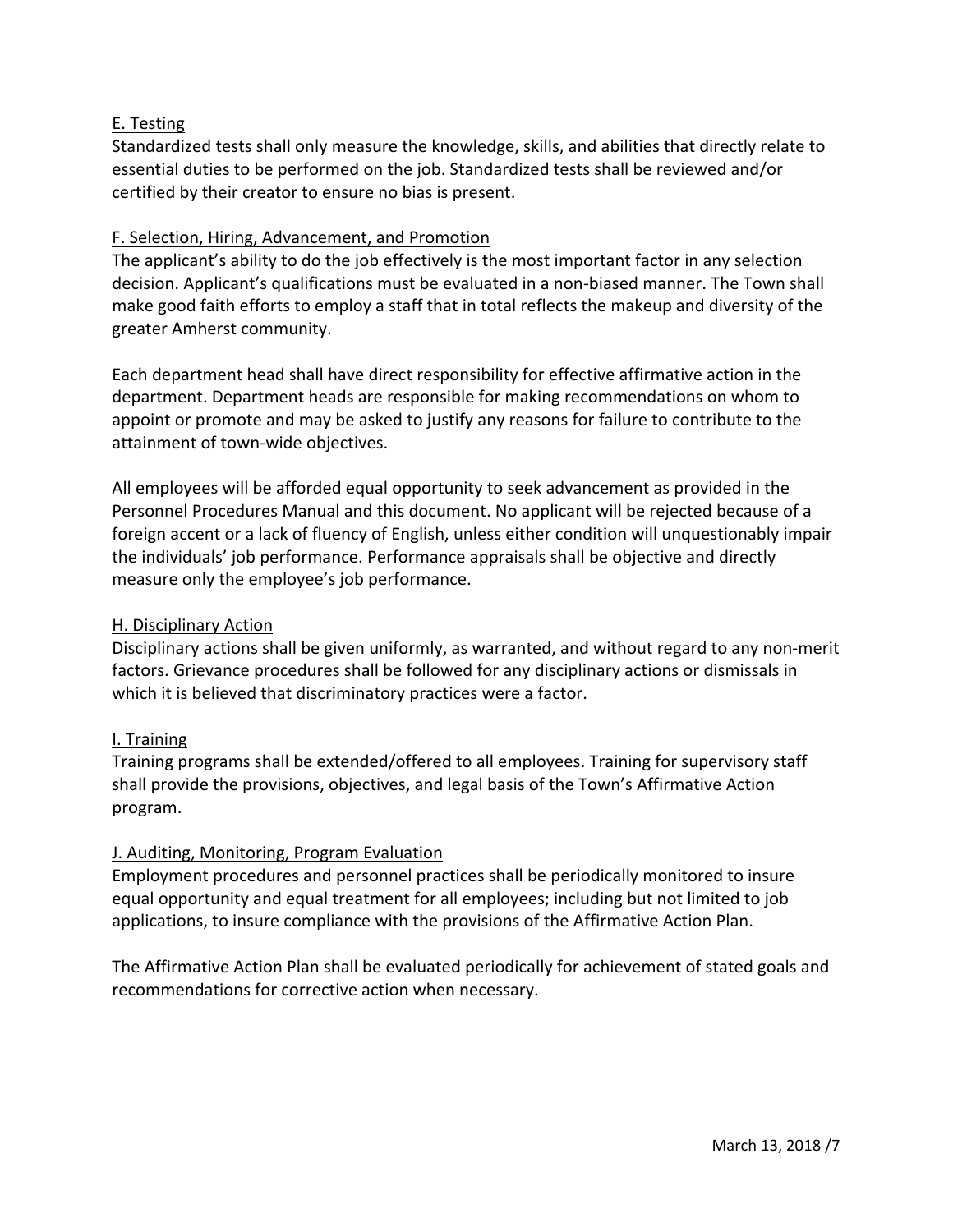### E. Testing

Standardized tests shall only measure the knowledge, skills, and abilities that directly relate to essential duties to be performed on the job. Standardized tests shall be reviewed and/or certified by their creator to ensure no bias is present.

### F. Selection, Hiring, Advancement, and Promotion

The applicant's ability to do the job effectively is the most important factor in any selection decision. Applicant's qualifications must be evaluated in a non-biased manner. The Town shall make good faith efforts to employ a staff that in total reflects the makeup and diversity of the greater Amherst community.

Each department head shall have direct responsibility for effective affirmative action in the department. Department heads are responsible for making recommendations on whom to appoint or promote and may be asked to justify any reasons for failure to contribute to the attainment of town-wide objectives.

All employees will be afforded equal opportunity to seek advancement as provided in the Personnel Procedures Manual and this document. No applicant will be rejected because of a foreign accent or a lack of fluency of English, unless either condition will unquestionably impair the individuals' job performance. Performance appraisals shall be objective and directly measure only the employee's job performance.

### H. Disciplinary Action

Disciplinary actions shall be given uniformly, as warranted, and without regard to any non-merit factors. Grievance procedures shall be followed for any disciplinary actions or dismissals in which it is believed that discriminatory practices were a factor.

### I. Training

Training programs shall be extended/offered to all employees. Training for supervisory staff shall provide the provisions, objectives, and legal basis of the Town's Affirmative Action program.

### J. Auditing, Monitoring, Program Evaluation

Employment procedures and personnel practices shall be periodically monitored to insure equal opportunity and equal treatment for all employees; including but not limited to job applications, to insure compliance with the provisions of the Affirmative Action Plan.

The Affirmative Action Plan shall be evaluated periodically for achievement of stated goals and recommendations for corrective action when necessary.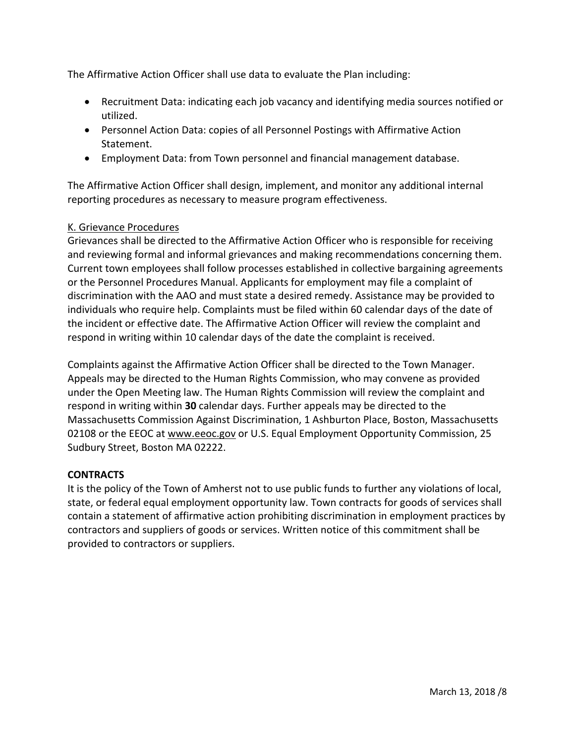The Affirmative Action Officer shall use data to evaluate the Plan including:

- Recruitment Data: indicating each job vacancy and identifying media sources notified or utilized.
- Personnel Action Data: copies of all Personnel Postings with Affirmative Action Statement.
- Employment Data: from Town personnel and financial management database.

The Affirmative Action Officer shall design, implement, and monitor any additional internal reporting procedures as necessary to measure program effectiveness.

K. Grievance Procedures

Grievances shall be directed to the Affirmative Action Officer who is responsible for receiving and reviewing formal and informal grievances and making recommendations concerning them. Current town employees shall follow processes established in collective bargaining agreements or the Personnel Procedures Manual. Applicants for employment may file a complaint of discrimination with the AAO and must state a desired remedy. Assistance may be provided to individuals who require help. Complaints must be filed within 60 calendar days of the date of the incident or effective date. The Affirmative Action Officer will review the complaint and respond in writing within 10 calendar days of the date the complaint is received.

Complaints against the Affirmative Action Officer shall be directed to the Town Manager. Appeals may be directed to the Human Rights Commission, who may convene as provided under the Open Meeting law. The Human Rights Commission will review the complaint and respond in writing within **30** calendar days. Further appeals may be directed to the Massachusetts Commission Against Discrimination, 1 Ashburton Place, Boston, Massachusetts 02108 or the EEOC at www.eeoc.gov or U.S. Equal Employment Opportunity Commission, 25 Sudbury Street, Boston MA 02222.

**CONTRACTS**

It is the policy of the Town of Amherst not to use public funds to further any violations of local, state, or federal equal employment opportunity law. Town contracts for goods of services shall contain a statement of affirmative action prohibiting discrimination in employment practices by contractors and suppliers of goods or services. Written notice of this commitment shall be provided to contractors or suppliers.